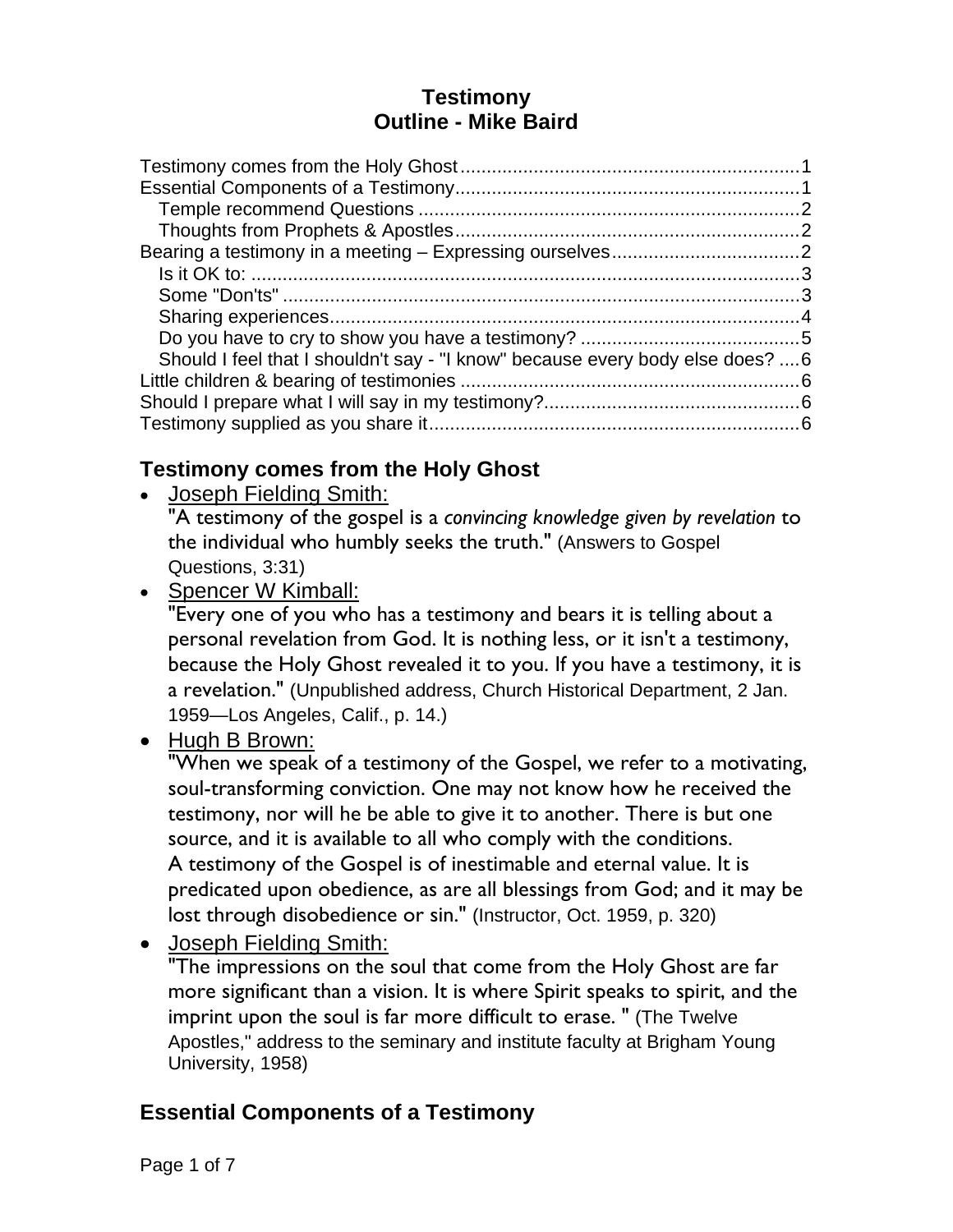# Testimony
# Outline - Mike Baird

Testimony comes from the Holy Ghost ....1
Essential Components of a Testimony ....1
  Temple recommend Questions ....2
  Thoughts from Prophets & Apostles ....2
Bearing a testimony in a meeting – Expressing ourselves ....2
  Is it OK to: ....3
  Some "Don'ts" ....3
  Sharing experiences ....4
  Do you have to cry to show you have a testimony? ....5
  Should I feel that I shouldn't say - "I know" because every body else does? ....6
Little children & bearing of testimonies ....6
Should I prepare what I will say in my testimony? ....6
Testimony supplied as you share it ....6

## Testimony comes from the Holy Ghost

- Joseph Fielding Smith:
  "A testimony of the gospel is a *convincing knowledge given by revelation* to the individual who humbly seeks the truth." (Answers to Gospel Questions, 3:31)
- Spencer W Kimball:
  "Every one of you who has a testimony and bears it is telling about a personal revelation from God. It is nothing less, or it isn't a testimony, because the Holy Ghost revealed it to you. If you have a testimony, it is a revelation." (Unpublished address, Church Historical Department, 2 Jan. 1959—Los Angeles, Calif., p. 14.)
- Hugh B Brown:
  "When we speak of a testimony of the Gospel, we refer to a motivating, soul-transforming conviction. One may not know how he received the testimony, nor will he be able to give it to another. There is but one source, and it is available to all who comply with the conditions.
  A testimony of the Gospel is of inestimable and eternal value. It is predicated upon obedience, as are all blessings from God; and it may be lost through disobedience or sin." (Instructor, Oct. 1959, p. 320)
- Joseph Fielding Smith:
  "The impressions on the soul that come from the Holy Ghost are far more significant than a vision. It is where Spirit speaks to spirit, and the imprint upon the soul is far more difficult to erase. " (The Twelve Apostles," address to the seminary and institute faculty at Brigham Young University, 1958)

## Essential Components of a Testimony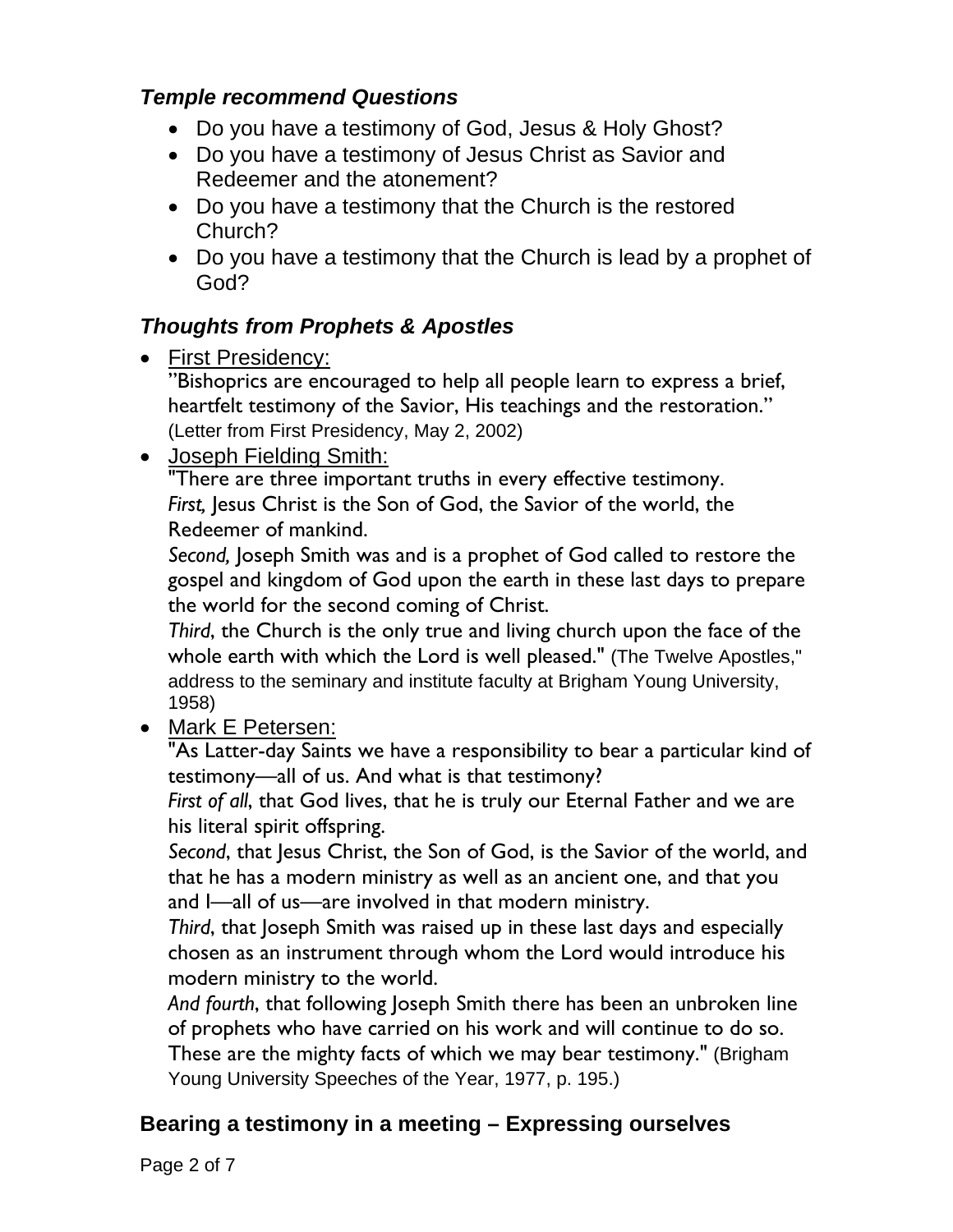### *Temple recommend Questions*

- Do you have a testimony of God, Jesus & Holy Ghost?
- Do you have a testimony of Jesus Christ as Savior and Redeemer and the atonement?
- Do you have a testimony that the Church is the restored Church?
- Do you have a testimony that the Church is lead by a prophet of God?

### *Thoughts from Prophets & Apostles*

- <u>First Presidency:</u>
  "Bishoprics are encouraged to help all people learn to express a brief, heartfelt testimony of the Savior, His teachings and the restoration." (Letter from First Presidency, May 2, 2002)
- <u>Joseph Fielding Smith:</u>
  "There are three important truths in every effective testimony.
  *First,* Jesus Christ is the Son of God, the Savior of the world, the Redeemer of mankind.
  *Second,* Joseph Smith was and is a prophet of God called to restore the gospel and kingdom of God upon the earth in these last days to prepare the world for the second coming of Christ.
  *Third*, the Church is the only true and living church upon the face of the whole earth with which the Lord is well pleased." (The Twelve Apostles," address to the seminary and institute faculty at Brigham Young University, 1958)
- <u>Mark E Petersen:</u>
  "As Latter-day Saints we have a responsibility to bear a particular kind of testimony—all of us. And what is that testimony?
  *First of all*, that God lives, that he is truly our Eternal Father and we are his literal spirit offspring.
  *Second*, that Jesus Christ, the Son of God, is the Savior of the world, and that he has a modern ministry as well as an ancient one, and that you and I—all of us—are involved in that modern ministry.
  *Third*, that Joseph Smith was raised up in these last days and especially chosen as an instrument through whom the Lord would introduce his modern ministry to the world.
  *And fourth*, that following Joseph Smith there has been an unbroken line of prophets who have carried on his work and will continue to do so. These are the mighty facts of which we may bear testimony." (Brigham Young University Speeches of the Year, 1977, p. 195.)

## Bearing a testimony in a meeting – Expressing ourselves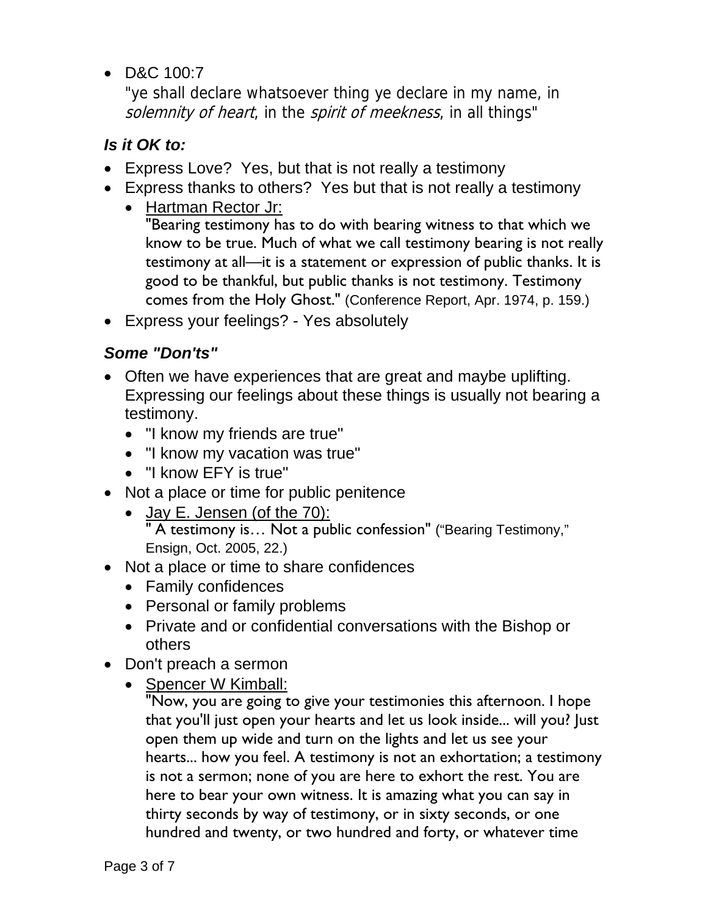- D&C 100:7
  "ye shall declare whatsoever thing ye declare in my name, in *solemnity of heart*, in the *spirit of meekness*, in all things"

***Is it OK to:***

- Express Love? Yes, but that is not really a testimony
- Express thanks to others? Yes but that is not really a testimony
  - Hartman Rector Jr:
    "Bearing testimony has to do with bearing witness to that which we know to be true. Much of what we call testimony bearing is not really testimony at all—it is a statement or expression of public thanks. It is good to be thankful, but public thanks is not testimony. Testimony comes from the Holy Ghost." (Conference Report, Apr. 1974, p. 159.)
- Express your feelings? - Yes absolutely

***Some "Don'ts"***

- Often we have experiences that are great and maybe uplifting. Expressing our feelings about these things is usually not bearing a testimony.
  - "I know my friends are true"
  - "I know my vacation was true"
  - "I know EFY is true"
- Not a place or time for public penitence
  - Jay E. Jensen (of the 70):
    " A testimony is… Not a public confession" ("Bearing Testimony," Ensign, Oct. 2005, 22.)
- Not a place or time to share confidences
  - Family confidences
  - Personal or family problems
  - Private and or confidential conversations with the Bishop or others
- Don't preach a sermon
  - Spencer W Kimball:
    "Now, you are going to give your testimonies this afternoon. I hope that you'll just open your hearts and let us look inside... will you? Just open them up wide and turn on the lights and let us see your hearts... how you feel. A testimony is not an exhortation; a testimony is not a sermon; none of you are here to exhort the rest. You are here to bear your own witness. It is amazing what you can say in thirty seconds by way of testimony, or in sixty seconds, or one hundred and twenty, or two hundred and forty, or whatever time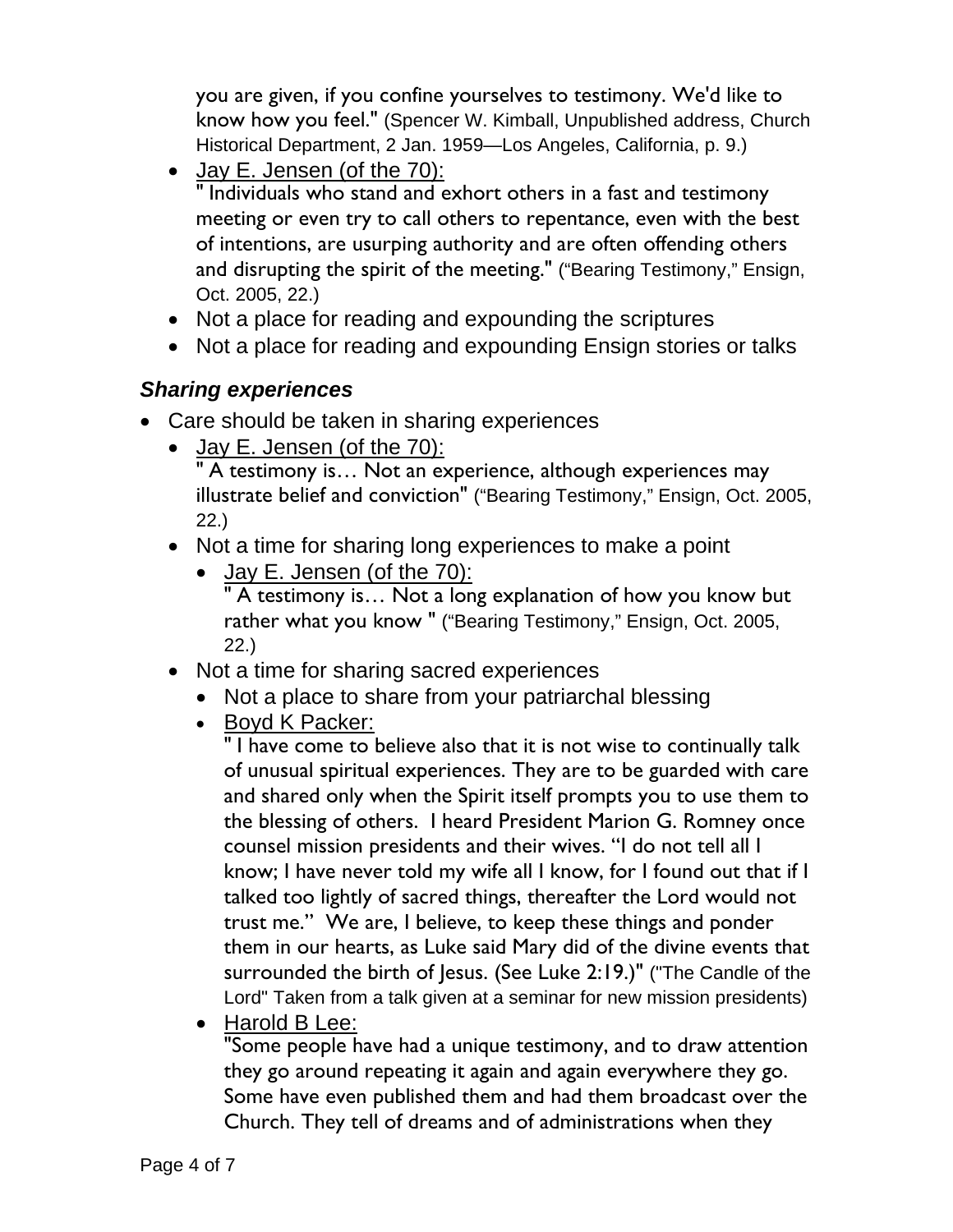you are given, if you confine yourselves to testimony. We'd like to know how you feel." (Spencer W. Kimball, Unpublished address, Church Historical Department, 2 Jan. 1959—Los Angeles, California, p. 9.)

- Jay E. Jensen (of the 70):
  " Individuals who stand and exhort others in a fast and testimony meeting or even try to call others to repentance, even with the best of intentions, are usurping authority and are often offending others and disrupting the spirit of the meeting." ("Bearing Testimony," Ensign, Oct. 2005, 22.)
- Not a place for reading and expounding the scriptures
- Not a place for reading and expounding Ensign stories or talks

### *Sharing experiences*

- Care should be taken in sharing experiences
  - Jay E. Jensen (of the 70):
    " A testimony is… Not an experience, although experiences may illustrate belief and conviction" ("Bearing Testimony," Ensign, Oct. 2005, 22.)
  - Not a time for sharing long experiences to make a point
    - Jay E. Jensen (of the 70):
      " A testimony is… Not a long explanation of how you know but rather what you know " ("Bearing Testimony," Ensign, Oct. 2005, 22.)
  - Not a time for sharing sacred experiences
    - Not a place to share from your patriarchal blessing
    - Boyd K Packer:
      " I have come to believe also that it is not wise to continually talk of unusual spiritual experiences. They are to be guarded with care and shared only when the Spirit itself prompts you to use them to the blessing of others. I heard President Marion G. Romney once counsel mission presidents and their wives. "I do not tell all I know; I have never told my wife all I know, for I found out that if I talked too lightly of sacred things, thereafter the Lord would not trust me." We are, I believe, to keep these things and ponder them in our hearts, as Luke said Mary did of the divine events that surrounded the birth of Jesus. (See Luke 2:19.)" ("The Candle of the Lord" Taken from a talk given at a seminar for new mission presidents)
    - Harold B Lee:
      "Some people have had a unique testimony, and to draw attention they go around repeating it again and again everywhere they go. Some have even published them and had them broadcast over the Church. They tell of dreams and of administrations when they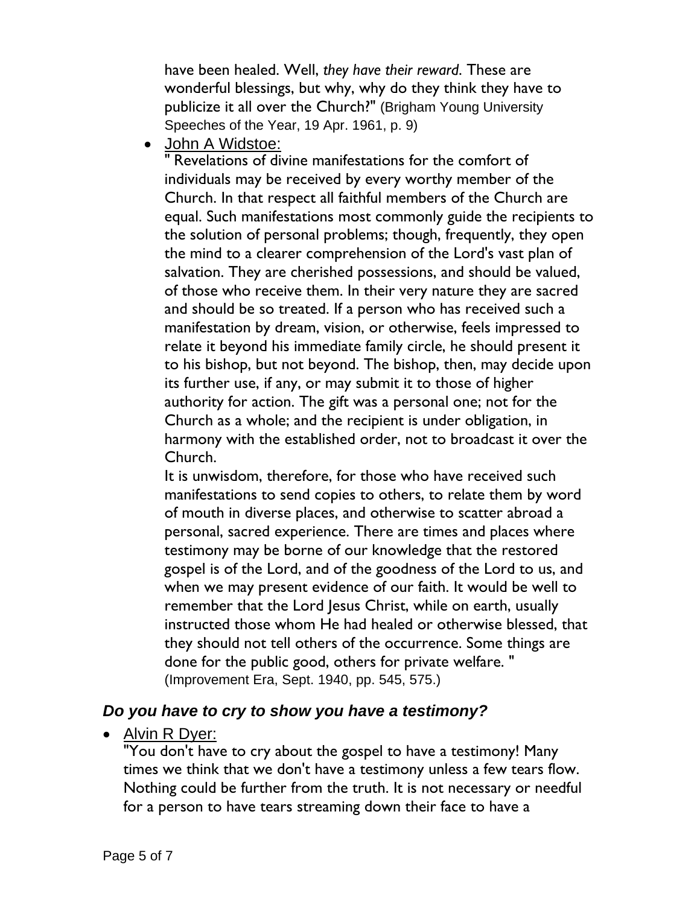have been healed. Well, *they have their reward*. These are wonderful blessings, but why, why do they think they have to publicize it all over the Church?" (Brigham Young University Speeches of the Year, 19 Apr. 1961, p. 9)

- John A Widstoe:

  " Revelations of divine manifestations for the comfort of individuals may be received by every worthy member of the Church. In that respect all faithful members of the Church are equal. Such manifestations most commonly guide the recipients to the solution of personal problems; though, frequently, they open the mind to a clearer comprehension of the Lord's vast plan of salvation. They are cherished possessions, and should be valued, of those who receive them. In their very nature they are sacred and should be so treated. If a person who has received such a manifestation by dream, vision, or otherwise, feels impressed to relate it beyond his immediate family circle, he should present it to his bishop, but not beyond. The bishop, then, may decide upon its further use, if any, or may submit it to those of higher authority for action. The gift was a personal one; not for the Church as a whole; and the recipient is under obligation, in harmony with the established order, not to broadcast it over the Church.

  It is unwisdom, therefore, for those who have received such manifestations to send copies to others, to relate them by word of mouth in diverse places, and otherwise to scatter abroad a personal, sacred experience. There are times and places where testimony may be borne of our knowledge that the restored gospel is of the Lord, and of the goodness of the Lord to us, and when we may present evidence of our faith. It would be well to remember that the Lord Jesus Christ, while on earth, usually instructed those whom He had healed or otherwise blessed, that they should not tell others of the occurrence. Some things are done for the public good, others for private welfare. " (Improvement Era, Sept. 1940, pp. 545, 575.)

### *Do you have to cry to show you have a testimony?*

- Alvin R Dyer:

  "You don't have to cry about the gospel to have a testimony! Many times we think that we don't have a testimony unless a few tears flow. Nothing could be further from the truth. It is not necessary or needful for a person to have tears streaming down their face to have a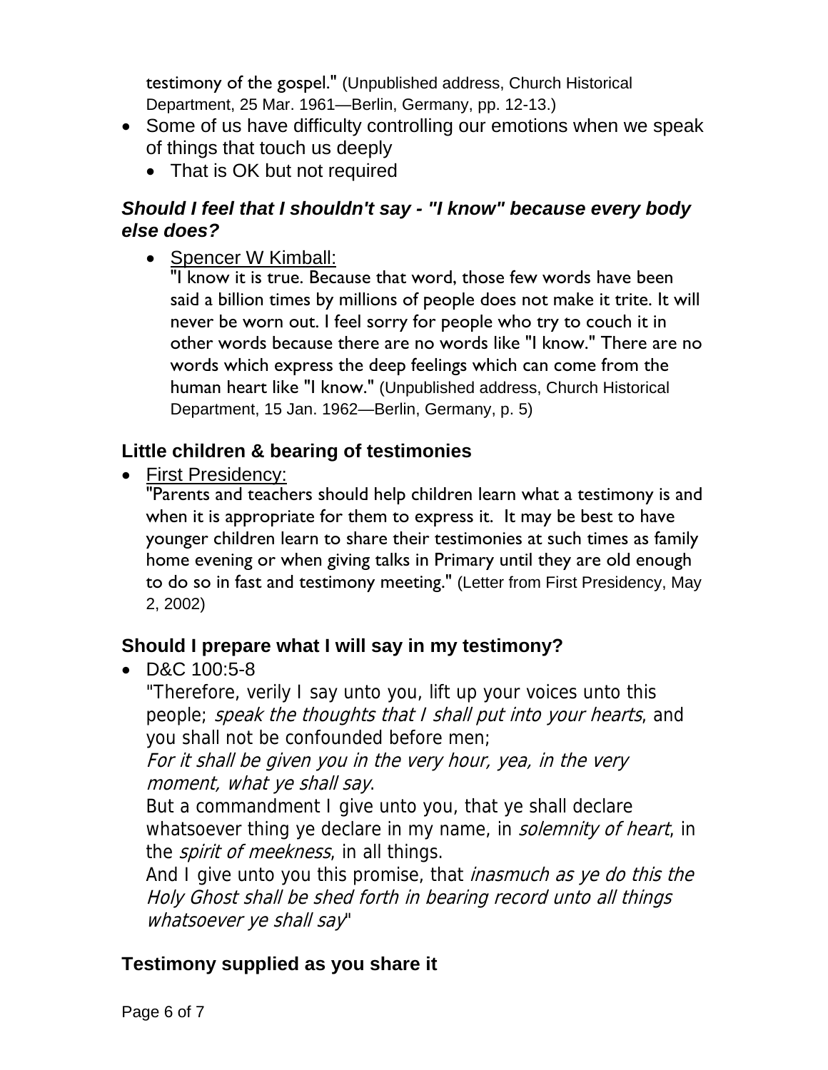testimony of the gospel." (Unpublished address, Church Historical Department, 25 Mar. 1961—Berlin, Germany, pp. 12-13.)

- Some of us have difficulty controlling our emotions when we speak of things that touch us deeply
  - That is OK but not required

### *Should I feel that I shouldn't say - "I know" because every body else does?*

- Spencer W Kimball:
  "I know it is true. Because that word, those few words have been said a billion times by millions of people does not make it trite. It will never be worn out. I feel sorry for people who try to couch it in other words because there are no words like "I know." There are no words which express the deep feelings which can come from the human heart like "I know." (Unpublished address, Church Historical Department, 15 Jan. 1962—Berlin, Germany, p. 5)

### Little children & bearing of testimonies

- First Presidency:
  "Parents and teachers should help children learn what a testimony is and when it is appropriate for them to express it. It may be best to have younger children learn to share their testimonies at such times as family home evening or when giving talks in Primary until they are old enough to do so in fast and testimony meeting." (Letter from First Presidency, May 2, 2002)

### Should I prepare what I will say in my testimony?

- D&C 100:5-8
  "Therefore, verily I say unto you, lift up your voices unto this people; *speak the thoughts that I shall put into your hearts*, and you shall not be confounded before men;
  *For it shall be given you in the very hour, yea, in the very moment, what ye shall say*.
  But a commandment I give unto you, that ye shall declare whatsoever thing ye declare in my name, in *solemnity of heart*, in the *spirit of meekness*, in all things.
  And I give unto you this promise, that *inasmuch as ye do this the Holy Ghost shall be shed forth in bearing record unto all things whatsoever ye shall say*"

### Testimony supplied as you share it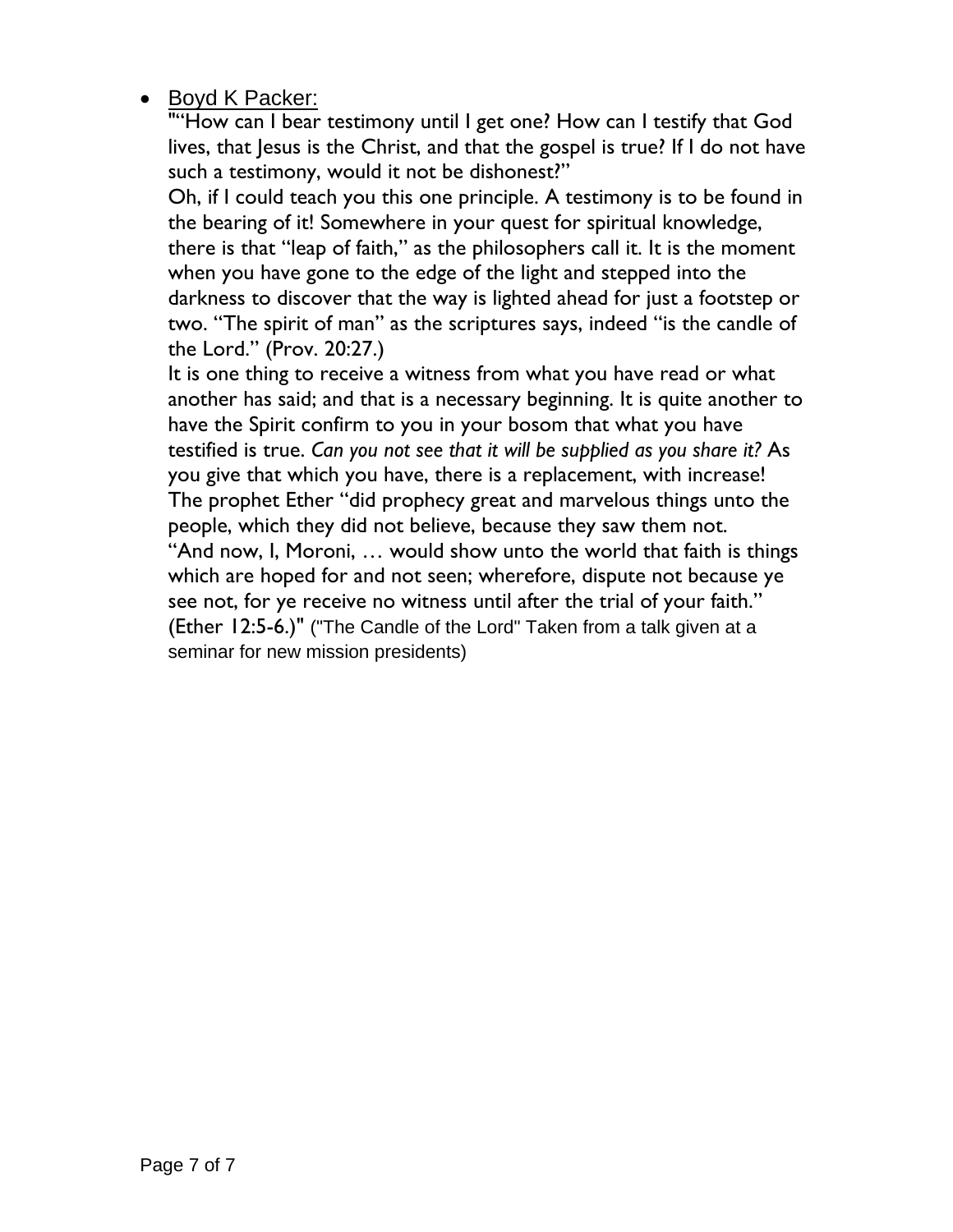- Boyd K Packer:

  "“How can I bear testimony until I get one? How can I testify that God lives, that Jesus is the Christ, and that the gospel is true? If I do not have such a testimony, would it not be dishonest?”

  Oh, if I could teach you this one principle. A testimony is to be found in the bearing of it! Somewhere in your quest for spiritual knowledge, there is that “leap of faith,” as the philosophers call it. It is the moment when you have gone to the edge of the light and stepped into the darkness to discover that the way is lighted ahead for just a footstep or two. “The spirit of man” as the scriptures says, indeed “is the candle of the Lord.” (Prov. 20:27.)

  It is one thing to receive a witness from what you have read or what another has said; and that is a necessary beginning. It is quite another to have the Spirit confirm to you in your bosom that what you have testified is true. *Can you not see that it will be supplied as you share it?* As you give that which you have, there is a replacement, with increase!

  The prophet Ether “did prophecy great and marvelous things unto the people, which they did not believe, because they saw them not.

  “And now, I, Moroni, … would show unto the world that faith is things which are hoped for and not seen; wherefore, dispute not because ye see not, for ye receive no witness until after the trial of your faith.” (Ether 12:5-6.)" ("The Candle of the Lord" Taken from a talk given at a seminar for new mission presidents)